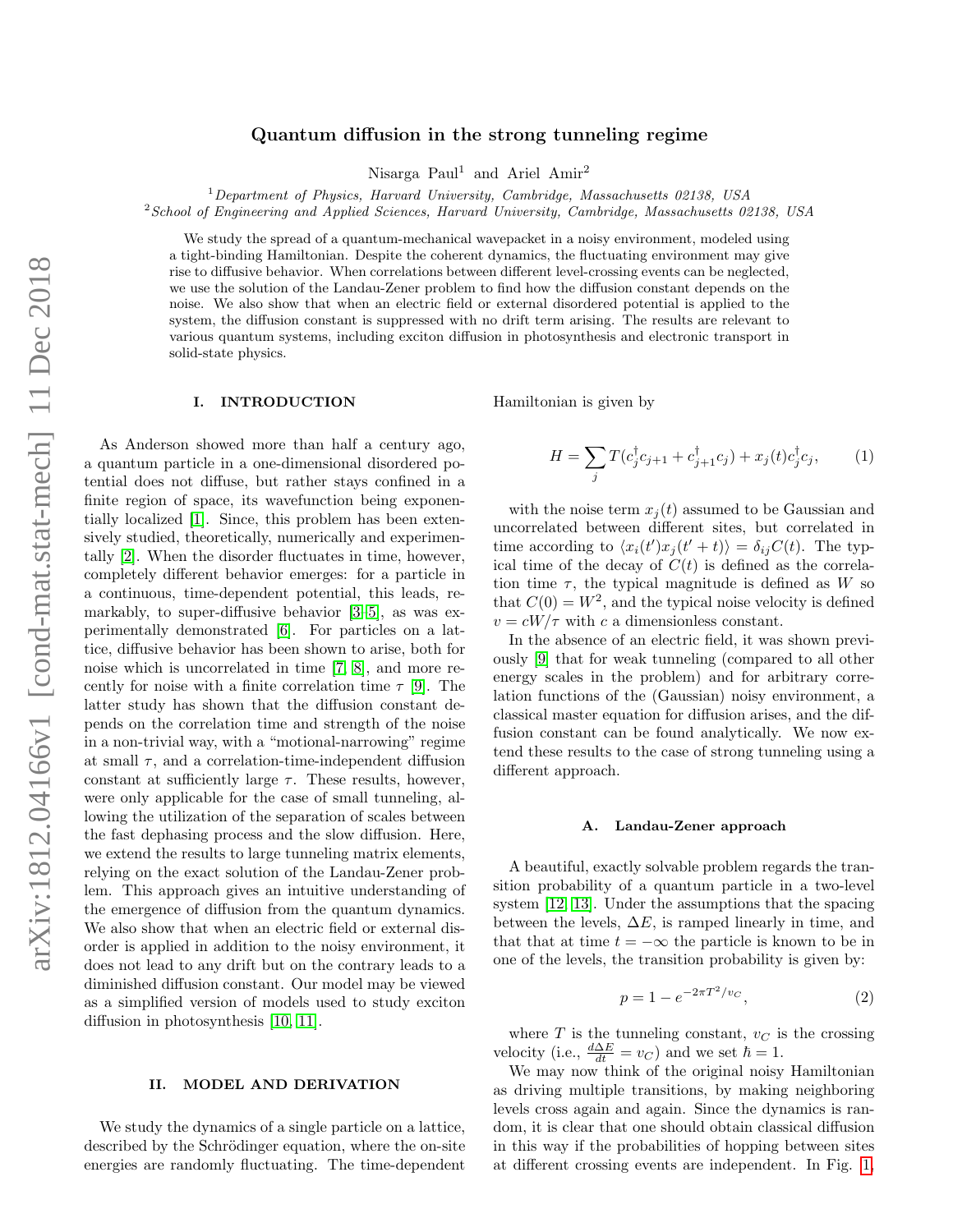# Quantum diffusion in the strong tunneling regime

Nisarga Paul[1] and Ariel Amir[2]

[1] *Department of Physics, Harvard University, Cambridge, Massachusetts 02138, USA*
[2] *School of Engineering and Applied Sciences, Harvard University, Cambridge, Massachusetts 02138, USA*

We study the spread of a quantum-mechanical wavepacket in a noisy environment, modeled using a tight-binding Hamiltonian. Despite the coherent dynamics, the fluctuating environment may give rise to diffusive behavior. When correlations between different level-crossing events can be neglected, we use the solution of the Landau-Zener problem to find how the diffusion constant depends on the noise. We also show that when an electric field or external disordered potential is applied to the system, the diffusion constant is suppressed with no drift term arising. The results are relevant to various quantum systems, including exciton diffusion in photosynthesis and electronic transport in solid-state physics.

## I. INTRODUCTION

As Anderson showed more than half a century ago, a quantum particle in a one-dimensional disordered potential does not diffuse, but rather stays confined in a finite region of space, its wavefunction being exponentially localized [1]. Since, this problem has been extensively studied, theoretically, numerically and experimentally [2]. When the disorder fluctuates in time, however, completely different behavior emerges: for a particle in a continuous, time-dependent potential, this leads, remarkably, to super-diffusive behavior [3–5], as was experimentally demonstrated [6]. For particles on a lattice, diffusive behavior has been shown to arise, both for noise which is uncorrelated in time [7, 8], and more recently for noise with a finite correlation time $\tau$ [9]. The latter study has shown that the diffusion constant depends on the correlation time and strength of the noise in a non-trivial way, with a "motional-narrowing" regime at small $\tau$, and a correlation-time-independent diffusion constant at sufficiently large $\tau$. These results, however, were only applicable for the case of small tunneling, allowing the utilization of the separation of scales between the fast dephasing process and the slow diffusion. Here, we extend the results to large tunneling matrix elements, relying on the exact solution of the Landau-Zener problem. This approach gives an intuitive understanding of the emergence of diffusion from the quantum dynamics. We also show that when an electric field or external disorder is applied in addition to the noisy environment, it does not lead to any drift but on the contrary leads to a diminished diffusion constant. Our model may be viewed as a simplified version of models used to study exciton diffusion in photosynthesis [10, 11].

## II. MODEL AND DERIVATION

We study the dynamics of a single particle on a lattice, described by the Schrödinger equation, where the on-site energies are randomly fluctuating. The time-dependent Hamiltonian is given by

$$H = \sum_j T(c_j^\dagger c_{j+1} + c_{j+1}^\dagger c_j) + x_j(t) c_j^\dagger c_j, \tag{1}$$

with the noise term $x_j(t)$ assumed to be Gaussian and uncorrelated between different sites, but correlated in time according to $\langle x_i(t')x_j(t'+t)\rangle = \delta_{ij}C(t)$. The typical time of the decay of $C(t)$ is defined as the correlation time $\tau$, the typical magnitude is defined as $W$ so that $C(0) = W^2$, and the typical noise velocity is defined $v = cW/\tau$ with $c$ a dimensionless constant.

In the absence of an electric field, it was shown previously [9] that for weak tunneling (compared to all other energy scales in the problem) and for arbitrary correlation functions of the (Gaussian) noisy environment, a classical master equation for diffusion arises, and the diffusion constant can be found analytically. We now extend these results to the case of strong tunneling using a different approach.

### A. Landau-Zener approach

A beautiful, exactly solvable problem regards the transition probability of a quantum particle in a two-level system [12, 13]. Under the assumptions that the spacing between the levels, $\Delta E$, is ramped linearly in time, and that that at time $t = -\infty$ the particle is known to be in one of the levels, the transition probability is given by:

$$p = 1 - e^{-2\pi T^2/v_C}, \tag{2}$$

where $T$ is the tunneling constant, $v_C$ is the crossing velocity (i.e., $\frac{d\Delta E}{dt} = v_C$) and we set $\hbar = 1$.

We may now think of the original noisy Hamiltonian as driving multiple transitions, by making neighboring levels cross again and again. Since the dynamics is random, it is clear that one should obtain classical diffusion in this way if the probabilities of hopping between sites at different crossing events are independent. In Fig. 1,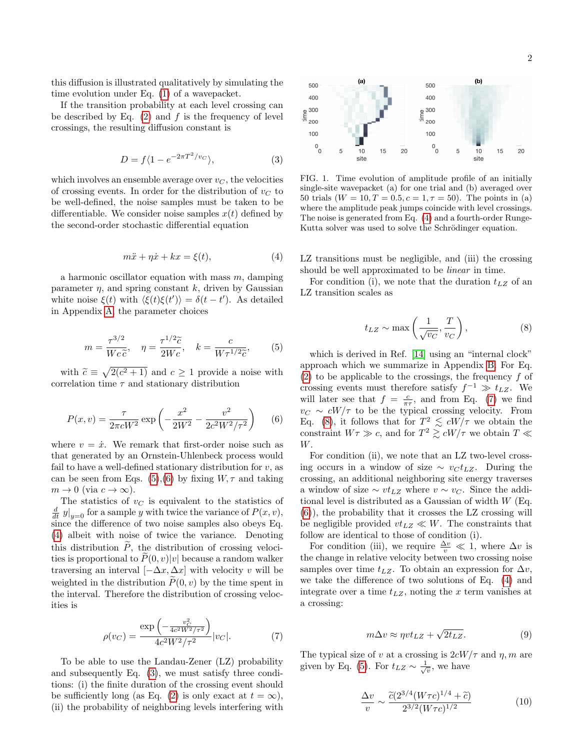this diffusion is illustrated qualitatively by simulating the time evolution under Eq. (1) of a wavepacket.

If the transition probability at each level crossing can be described by Eq. (2) and $f$ is the frequency of level crossings, the resulting diffusion constant is

$$D = f\langle 1 - e^{-2\pi T^2/v_C}\rangle, \tag{3}$$

which involves an ensemble average over $v_C$, the velocities of crossing events. In order for the distribution of $v_C$ to be well-defined, the noise samples must be taken to be differentiable. We consider noise samples $x(t)$ defined by the second-order stochastic differential equation

$$m\ddot{x} + \eta\dot{x} + kx = \xi(t), \tag{4}$$

a harmonic oscillator equation with mass $m$, damping parameter $\eta$, and spring constant $k$, driven by Gaussian white noise $\xi(t)$ with $\langle\xi(t)\xi(t')\rangle = \delta(t-t')$. As detailed in Appendix A, the parameter choices

$$m = \frac{\tau^{3/2}}{Wc\widetilde{c}}, \quad \eta = \frac{\tau^{1/2}\widetilde{c}}{2Wc}, \quad k = \frac{c}{W\tau^{1/2}\widetilde{c}}, \tag{5}$$

with $\widetilde{c} \equiv \sqrt{2(c^2+1)}$ and $c \geq 1$ provide a noise with correlation time $\tau$ and stationary distribution

$$P(x,v) = \frac{\tau}{2\pi cW^2}\exp\left(-\frac{x^2}{2W^2} - \frac{v^2}{2c^2W^2/\tau^2}\right) \tag{6}$$

where $v = \dot{x}$. We remark that first-order noise such as that generated by an Ornstein-Uhlenbeck process would fail to have a well-defined stationary distribution for $v$, as can be seen from Eqs. (5),(6) by fixing $W,\tau$ and taking $m \to 0$ (via $c \to \infty$).

The statistics of $v_C$ is equivalent to the statistics of $\frac{d}{dt}\, y\big|_{y=0}$ for a sample $y$ with twice the variance of $P(x,v)$, since the difference of two noise samples also obeys Eq. (4) albeit with noise of twice the variance. Denoting this distribution $\widetilde{P}$, the distribution of crossing velocities is proportional to $\widetilde{P}(0,v)|v|$ because a random walker traversing an interval $[-\Delta x, \Delta x]$ with velocity $v$ will be weighted in the distribution $\widetilde{P}(0,v)$ by the time spent in the interval. Therefore the distribution of crossing velocities is

$$\rho(v_C) = \frac{\exp\left(-\frac{v_C^2}{4c^2W^2/\tau^2}\right)}{4c^2W^2/\tau^2}|v_C|. \tag{7}$$

To be able to use the Landau-Zener (LZ) probability and subsequently Eq. (3), we must satisfy three conditions: (i) the finite duration of the crossing event should be sufficiently long (as Eq. (2) is only exact at $t = \infty$), (ii) the probability of neighboring levels interfering with LZ transitions must be negligible, and (iii) the crossing should be well approximated to be *linear* in time.

FIG. 1. Time evolution of amplitude profile of an initially single-site wavepacket (a) for one trial and (b) averaged over 50 trials ($W = 10, T = 0.5, c = 1, \tau = 50$). The points in (a) where the amplitude peak jumps coincide with level crossings. The noise is generated from Eq. (4) and a fourth-order Runge-Kutta solver was used to solve the Schrödinger equation.

For condition (i), we note that the duration $t_{LZ}$ of an LZ transition scales as

$$t_{LZ} \sim \max\left(\frac{1}{\sqrt{v_C}}, \frac{T}{v_C}\right), \tag{8}$$

which is derived in Ref. [14] using an "internal clock" approach which we summarize in Appendix B. For Eq. (2) to be applicable to the crossings, the frequency $f$ of crossing events must therefore satisfy $f^{-1} \gg t_{LZ}$. We will later see that $f = \frac{c}{\pi\tau}$, and from Eq. (7) we find $v_C \sim cW/\tau$ to be the typical crossing velocity. From Eq. (8), it follows that for $T^2 \lesssim cW/\tau$ we obtain the constraint $W\tau \gg c$, and for $T^2 \gtrsim cW/\tau$ we obtain $T \ll W$.

For condition (ii), we note that an LZ two-level crossing occurs in a window of size $\sim v_C t_{LZ}$. During the crossing, an additional neighboring site energy traverses a window of size $\sim vt_{LZ}$ where $v \sim v_C$. Since the additional level is distributed as a Gaussian of width $W$ (Eq. (6)), the probability that it crosses the LZ crossing will be negligible provided $vt_{LZ} \ll W$. The constraints that follow are identical to those of condition (i).

For condition (iii), we require $\frac{\Delta v}{v} \ll 1$, where $\Delta v$ is the change in relative velocity between two crossing noise samples over time $t_{LZ}$. To obtain an expression for $\Delta v$, we take the difference of two solutions of Eq. (4) and integrate over a time $t_{LZ}$, noting the $x$ term vanishes at a crossing:

$$m\Delta v \approx \eta v t_{LZ} + \sqrt{2t_{LZ}}. \tag{9}$$

The typical size of $v$ at a crossing is $2cW/\tau$ and $\eta, m$ are given by Eq. (5). For $t_{LZ} \sim \frac{1}{\sqrt{v}}$, we have

$$\frac{\Delta v}{v} \sim \frac{\widetilde{c}(2^{3/4}(W\tau c)^{1/4} + \widetilde{c})}{2^{3/2}(W\tau c)^{1/2}} \tag{10}$$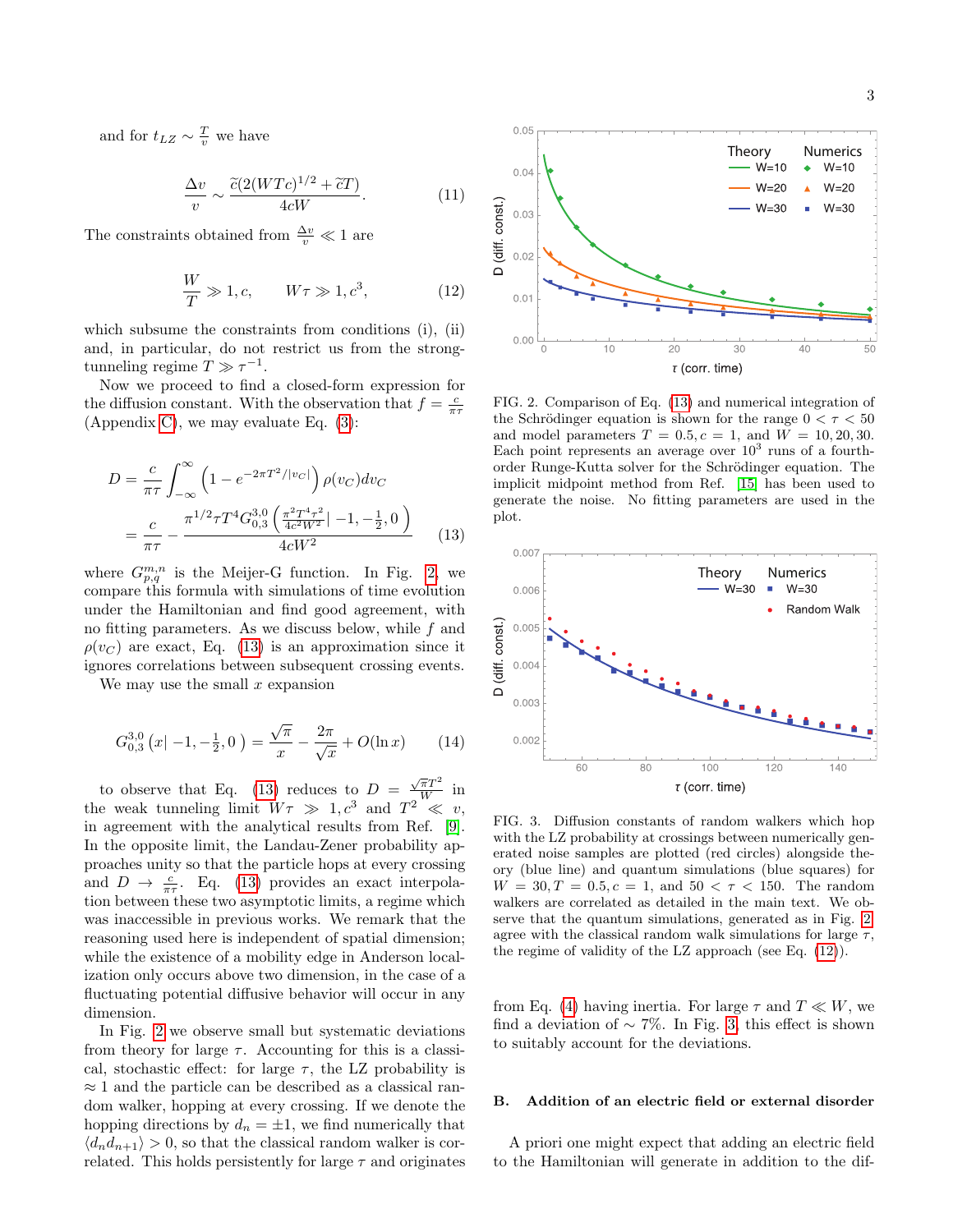and for $t_{LZ} \sim \frac{T}{v}$ we have

$$\frac{\Delta v}{v} \sim \frac{\tilde{c}(2(WTc)^{1/2} + \tilde{c}T)}{4cW}. \tag{11}$$

The constraints obtained from $\frac{\Delta v}{v} \ll 1$ are

$$\frac{W}{T} \gg 1, c, \qquad W\tau \gg 1, c^3, \tag{12}$$

which subsume the constraints from conditions (i), (ii) and, in particular, do not restrict us from the strong-tunneling regime $T \gg \tau^{-1}$.

Now we proceed to find a closed-form expression for the diffusion constant. With the observation that $f = \frac{c}{\pi\tau}$ (Appendix C), we may evaluate Eq. (3):

$$\begin{aligned} D &= \frac{c}{\pi\tau}\int_{-\infty}^{\infty}\left(1 - e^{-2\pi T^2/|v_C|}\right)\rho(v_C)dv_C \\ &= \frac{c}{\pi\tau} - \frac{\pi^{1/2}\tau T^4 G^{3,0}_{0,3}\left(\frac{\pi^2 T^4\tau^2}{4c^2W^2}\middle| -1, -\frac{1}{2}, 0\right)}{4cW^2} \end{aligned} \tag{13}$$

where $G^{m,n}_{p,q}$ is the Meijer-G function. In Fig. 2, we compare this formula with simulations of time evolution under the Hamiltonian and find good agreement, with no fitting parameters. As we discuss below, while $f$ and $\rho(v_C)$ are exact, Eq. (13) is an approximation since it ignores correlations between subsequent crossing events.

We may use the small $x$ expansion

$$G^{3,0}_{0,3}\left(x\middle| -1, -\tfrac{1}{2}, 0\right) = \frac{\sqrt{\pi}}{x} - \frac{2\pi}{\sqrt{x}} + O(\ln x) \tag{14}$$

to observe that Eq. (13) reduces to $D = \frac{\sqrt{\pi}T^2}{W}$ in the weak tunneling limit $W\tau \gg 1, c^3$ and $T^2 \ll v$, in agreement with the analytical results from Ref. [9]. In the opposite limit, the Landau-Zener probability approaches unity so that the particle hops at every crossing and $D \to \frac{c}{\pi\tau}$. Eq. (13) provides an exact interpolation between these two asymptotic limits, a regime which was inaccessible in previous works. We remark that the reasoning used here is independent of spatial dimension; while the existence of a mobility edge in Anderson localization only occurs above two dimension, in the case of a fluctuating potential diffusive behavior will occur in any dimension.

In Fig. 2 we observe small but systematic deviations from theory for large $\tau$. Accounting for this is a classical, stochastic effect: for large $\tau$, the LZ probability is $\approx 1$ and the particle can be described as a classical random walker, hopping at every crossing. If we denote the hopping directions by $d_n = \pm 1$, we find numerically that $\langle d_n d_{n+1}\rangle > 0$, so that the classical random walker is correlated. This holds persistently for large $\tau$ and originates from Eq. (4) having inertia. For large $\tau$ and $T \ll W$, we find a deviation of $\sim 7\%$. In Fig. 3, this effect is shown to suitably account for the deviations.

FIG. 2. Comparison of Eq. (13) and numerical integration of the Schrödinger equation is shown for the range $0 < \tau < 50$ and model parameters $T = 0.5, c = 1$, and $W = 10, 20, 30$. Each point represents an average over $10^3$ runs of a fourth-order Runge-Kutta solver for the Schrödinger equation. The implicit midpoint method from Ref. [15] has been used to generate the noise. No fitting parameters are used in the plot.

FIG. 3. Diffusion constants of random walkers which hop with the LZ probability at crossings between numerically generated noise samples are plotted (red circles) alongside theory (blue line) and quantum simulations (blue squares) for $W = 30, T = 0.5, c = 1$, and $50 < \tau < 150$. The random walkers are correlated as detailed in the main text. We observe that the quantum simulations, generated as in Fig. 2 agree with the classical random walk simulations for large $\tau$, the regime of validity of the LZ approach (see Eq. (12)).

### B. Addition of an electric field or external disorder

A priori one might expect that adding an electric field to the Hamiltonian will generate in addition to the dif-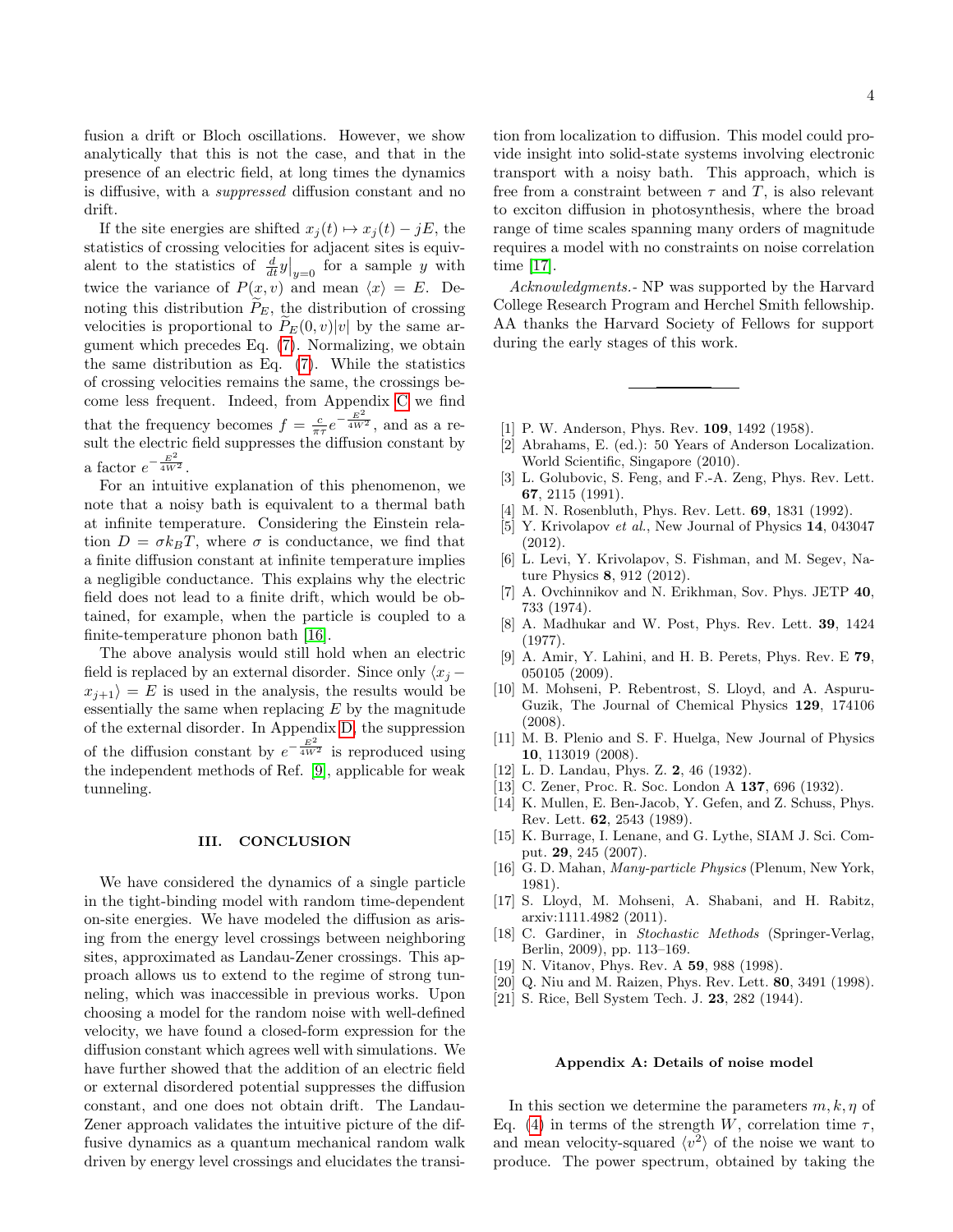fusion a drift or Bloch oscillations. However, we show analytically that this is not the case, and that in the presence of an electric field, at long times the dynamics is diffusive, with a *suppressed* diffusion constant and no drift.

If the site energies are shifted $x_j(t) \mapsto x_j(t) - jE$, the statistics of crossing velocities for adjacent sites is equivalent to the statistics of $\frac{d}{dt}y\big|_{y=0}$ for a sample $y$ with twice the variance of $P(x,v)$ and mean $\langle x \rangle = E$. Denoting this distribution $\widetilde{P}_E$, the distribution of crossing velocities is proportional to $\widetilde{P}_E(0,v)|v|$ by the same argument which precedes Eq. (7). Normalizing, we obtain the same distribution as Eq. (7). While the statistics of crossing velocities remains the same, the crossings become less frequent. Indeed, from Appendix C we find that the frequency becomes $f = \frac{c}{\pi\tau} e^{-\frac{E^2}{4W^2}}$, and as a result the electric field suppresses the diffusion constant by a factor $e^{-\frac{E^2}{4W^2}}$.

For an intuitive explanation of this phenomenon, we note that a noisy bath is equivalent to a thermal bath at infinite temperature. Considering the Einstein relation $D = \sigma k_B T$, where $\sigma$ is conductance, we find that a finite diffusion constant at infinite temperature implies a negligible conductance. This explains why the electric field does not lead to a finite drift, which would be obtained, for example, when the particle is coupled to a finite-temperature phonon bath [16].

The above analysis would still hold when an electric field is replaced by an external disorder. Since only $\langle x_j - x_{j+1} \rangle = E$ is used in the analysis, the results would be essentially the same when replacing $E$ by the magnitude of the external disorder. In Appendix D, the suppression of the diffusion constant by $e^{-\frac{E^2}{4W^2}}$ is reproduced using the independent methods of Ref. [9], applicable for weak tunneling.

## III. CONCLUSION

We have considered the dynamics of a single particle in the tight-binding model with random time-dependent on-site energies. We have modeled the diffusion as arising from the energy level crossings between neighboring sites, approximated as Landau-Zener crossings. This approach allows us to extend to the regime of strong tunneling, which was inaccessible in previous works. Upon choosing a model for the random noise with well-defined velocity, we have found a closed-form expression for the diffusion constant which agrees well with simulations. We have further showed that the addition of an electric field or external disordered potential suppresses the diffusion constant, and one does not obtain drift. The Landau-Zener approach validates the intuitive picture of the diffusive dynamics as a quantum mechanical random walk driven by energy level crossings and elucidates the transition from localization to diffusion. This model could provide insight into solid-state systems involving electronic transport with a noisy bath. This approach, which is free from a constraint between $\tau$ and $T$, is also relevant to exciton diffusion in photosynthesis, where the broad range of time scales spanning many orders of magnitude requires a model with no constraints on noise correlation time [17].

*Acknowledgments.-* NP was supported by the Harvard College Research Program and Herchel Smith fellowship. AA thanks the Harvard Society of Fellows for support during the early stages of this work.

---

[1] P. W. Anderson, Phys. Rev. **109**, 1492 (1958).
[2] Abrahams, E. (ed.): 50 Years of Anderson Localization. World Scientific, Singapore (2010).
[3] L. Golubovic, S. Feng, and F.-A. Zeng, Phys. Rev. Lett. **67**, 2115 (1991).
[4] M. N. Rosenbluth, Phys. Rev. Lett. **69**, 1831 (1992).
[5] Y. Krivolapov *et al.*, New Journal of Physics **14**, 043047 (2012).
[6] L. Levi, Y. Krivolapov, S. Fishman, and M. Segev, Nature Physics **8**, 912 (2012).
[7] A. Ovchinnikov and N. Erikhman, Sov. Phys. JETP **40**, 733 (1974).
[8] A. Madhukar and W. Post, Phys. Rev. Lett. **39**, 1424 (1977).
[9] A. Amir, Y. Lahini, and H. B. Perets, Phys. Rev. E **79**, 050105 (2009).
[10] M. Mohseni, P. Rebentrost, S. Lloyd, and A. Aspuru-Guzik, The Journal of Chemical Physics **129**, 174106 (2008).
[11] M. B. Plenio and S. F. Huelga, New Journal of Physics **10**, 113019 (2008).
[12] L. D. Landau, Phys. Z. **2**, 46 (1932).
[13] C. Zener, Proc. R. Soc. London A **137**, 696 (1932).
[14] K. Mullen, E. Ben-Jacob, Y. Gefen, and Z. Schuss, Phys. Rev. Lett. **62**, 2543 (1989).
[15] K. Burrage, I. Lenane, and G. Lythe, SIAM J. Sci. Comput. **29**, 245 (2007).
[16] G. D. Mahan, *Many-particle Physics* (Plenum, New York, 1981).
[17] S. Lloyd, M. Mohseni, A. Shabani, and H. Rabitz, arxiv:1111.4982 (2011).
[18] C. Gardiner, in *Stochastic Methods* (Springer-Verlag, Berlin, 2009), pp. 113–169.
[19] N. Vitanov, Phys. Rev. A **59**, 988 (1998).
[20] Q. Niu and M. Raizen, Phys. Rev. Lett. **80**, 3491 (1998).
[21] S. Rice, Bell System Tech. J. **23**, 282 (1944).

### Appendix A: Details of noise model

In this section we determine the parameters $m, k, \eta$ of Eq. (4) in terms of the strength $W$, correlation time $\tau$, and mean velocity-squared $\langle v^2 \rangle$ of the noise we want to produce. The power spectrum, obtained by taking the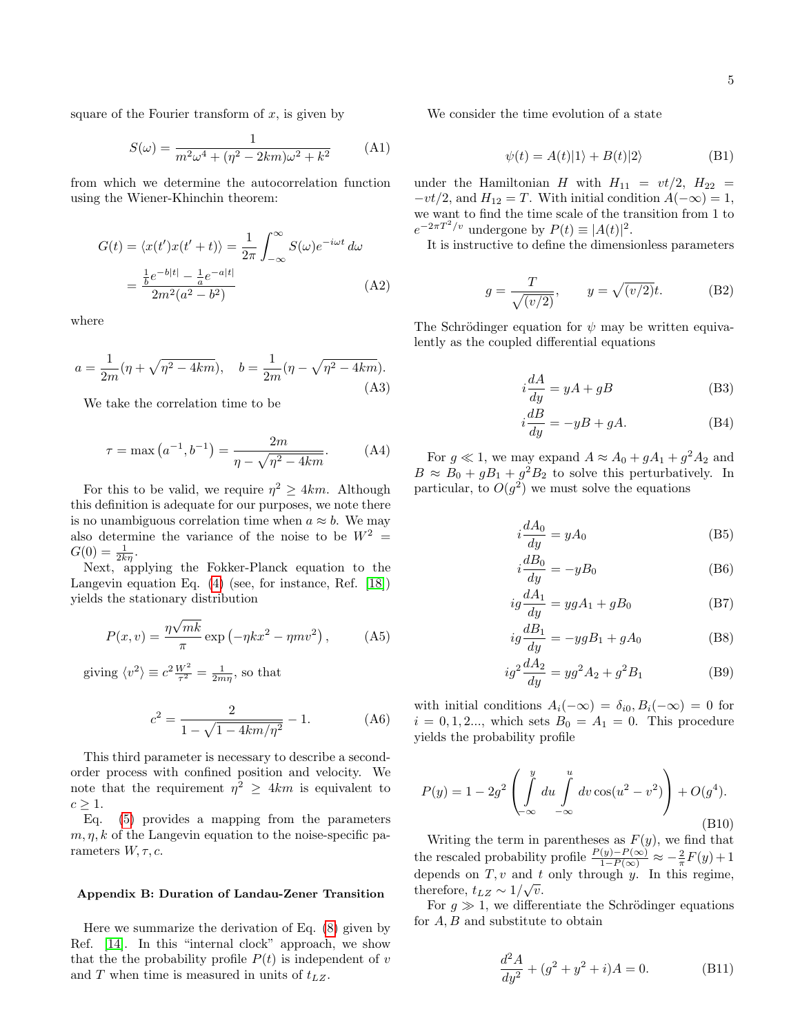square of the Fourier transform of $x$, is given by

$$S(\omega) = \frac{1}{m^2\omega^4 + (\eta^2 - 2km)\omega^2 + k^2} \tag{A1}$$

from which we determine the autocorrelation function using the Wiener-Khinchin theorem:

$$\begin{aligned} G(t) = \langle x(t')x(t'+t)\rangle &= \frac{1}{2\pi}\int_{-\infty}^{\infty} S(\omega)e^{-i\omega t}\,d\omega \\ &= \frac{\frac{1}{b}e^{-b|t|} - \frac{1}{a}e^{-a|t|}}{2m^2(a^2-b^2)} \end{aligned} \tag{A2}$$

where

$$a = \frac{1}{2m}(\eta + \sqrt{\eta^2 - 4km}), \quad b = \frac{1}{2m}(\eta - \sqrt{\eta^2 - 4km}). \tag{A3}$$

We take the correlation time to be

$$\tau = \max\left(a^{-1}, b^{-1}\right) = \frac{2m}{\eta - \sqrt{\eta^2 - 4km}}. \tag{A4}$$

For this to be valid, we require $\eta^2 \geq 4km$. Although this definition is adequate for our purposes, we note there is no unambiguous correlation time when $a \approx b$. We may also determine the variance of the noise to be $W^2 = G(0) = \frac{1}{2k\eta}$.

Next, applying the Fokker-Planck equation to the Langevin equation Eq. (4) (see, for instance, Ref. [18]) yields the stationary distribution

$$P(x,v) = \frac{\eta\sqrt{mk}}{\pi}\exp\left(-\eta k x^2 - \eta m v^2\right), \tag{A5}$$

giving $\langle v^2\rangle \equiv c^2\frac{W^2}{\tau^2} = \frac{1}{2m\eta}$, so that

$$c^2 = \frac{2}{1 - \sqrt{1 - 4km/\eta^2}} - 1. \tag{A6}$$

This third parameter is necessary to describe a second-order process with confined position and velocity. We note that the requirement $\eta^2 \geq 4km$ is equivalent to $c \geq 1$.

Eq. (5) provides a mapping from the parameters $m, \eta, k$ of the Langevin equation to the noise-specific parameters $W, \tau, c$.

### Appendix B: Duration of Landau-Zener Transition

Here we summarize the derivation of Eq. (8) given by Ref. [14]. In this "internal clock" approach, we show that the the probability profile $P(t)$ is independent of $v$ and $T$ when time is measured in units of $t_{LZ}$.

We consider the time evolution of a state

$$\psi(t) = A(t)|1\rangle + B(t)|2\rangle \tag{B1}$$

under the Hamiltonian $H$ with $H_{11} = vt/2$, $H_{22} = -vt/2$, and $H_{12} = T$. With initial condition $A(-\infty) = 1$, we want to find the time scale of the transition from 1 to $e^{-2\pi T^2/v}$ undergone by $P(t) \equiv |A(t)|^2$.

It is instructive to define the dimensionless parameters

$$g = \frac{T}{\sqrt{(v/2)}}, \qquad y = \sqrt{(v/2)}t. \tag{B2}$$

The Schrödinger equation for $\psi$ may be written equivalently as the coupled differential equations

$$i\frac{dA}{dy} = yA + gB \tag{B3}$$

$$i\frac{dB}{dy} = -yB + gA. \tag{B4}$$

For $g \ll 1$, we may expand $A \approx A_0 + gA_1 + g^2A_2$ and $B \approx B_0 + gB_1 + g^2B_2$ to solve this perturbatively. In particular, to $O(g^2)$ we must solve the equations

$$i\frac{dA_0}{dy} = yA_0 \tag{B5}$$

$$i\frac{dB_0}{dy} = -yB_0 \tag{B6}$$

$$ig\frac{dA_1}{dy} = ygA_1 + gB_0 \tag{B7}$$

$$ig\frac{dB_1}{dy} = -ygB_1 + gA_0 \tag{B8}$$

$$ig^2\frac{dA_2}{dy} = yg^2A_2 + g^2B_1 \tag{B9}$$

with initial conditions $A_i(-\infty) = \delta_{i0}, B_i(-\infty) = 0$ for $i = 0, 1, 2...$, which sets $B_0 = A_1 = 0$. This procedure yields the probability profile

$$P(y) = 1 - 2g^2\left(\int_{-\infty}^{y} du \int_{-\infty}^{u} dv \cos(u^2 - v^2)\right) + O(g^4). \tag{B10}$$

Writing the term in parentheses as $F(y)$, we find that the rescaled probability profile $\frac{P(y) - P(\infty)}{1 - P(\infty)} \approx -\frac{2}{\pi}F(y) + 1$ depends on $T, v$ and $t$ only through $y$. In this regime, therefore, $t_{LZ} \sim 1/\sqrt{v}$.

For $g \gg 1$, we differentiate the Schrödinger equations for $A, B$ and substitute to obtain

$$\frac{d^2A}{dy^2} + (g^2 + y^2 + i)A = 0. \tag{B11}$$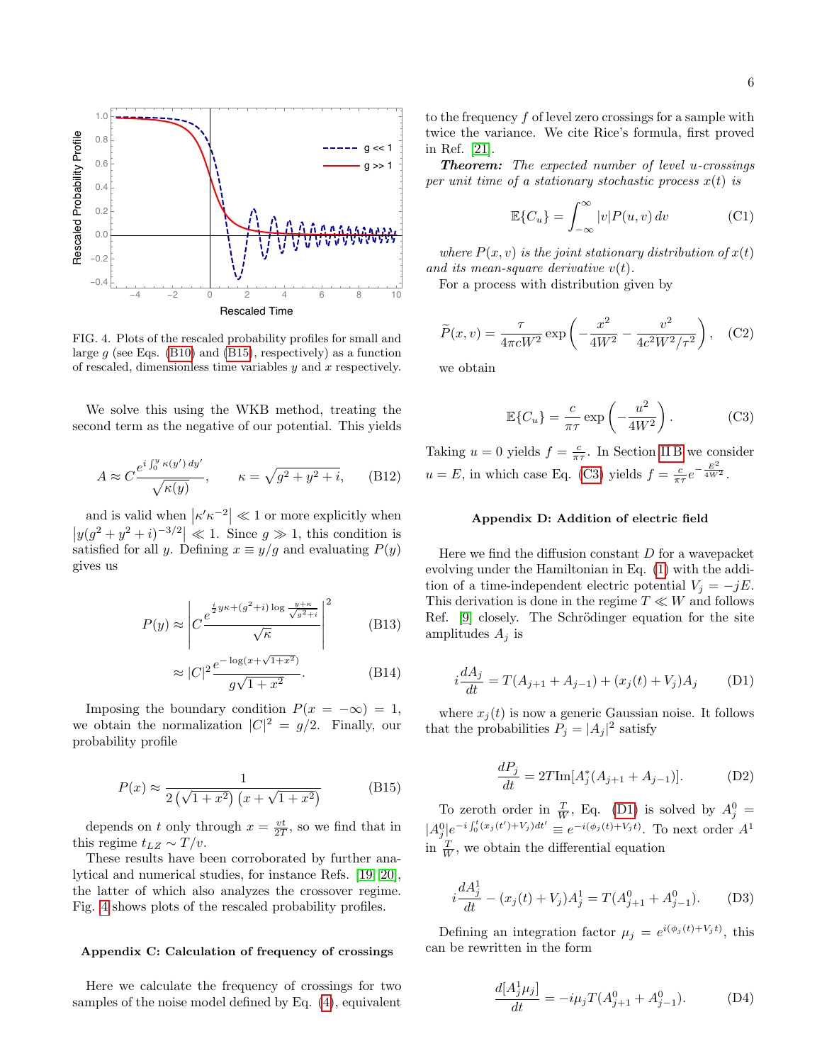FIG. 4. Plots of the rescaled probability profiles for small and large $g$ (see Eqs. (B10) and (B15), respectively) as a function of rescaled, dimensionless time variables $y$ and $x$ respectively.

We solve this using the WKB method, treating the second term as the negative of our potential. This yields

$$A \approx C \frac{e^{i\int_0^y \kappa(y')\,dy'}}{\sqrt{\kappa(y)}}, \qquad \kappa = \sqrt{g^2 + y^2 + i}, \tag{B12}$$

and is valid when $|\kappa' \kappa^{-2}| \ll 1$ or more explicitly when $|y(g^2 + y^2 + i)^{-3/2}| \ll 1$. Since $g \gg 1$, this condition is satisfied for all $y$. Defining $x \equiv y/g$ and evaluating $P(y)$ gives us

$$P(y) \approx \left| C \frac{e^{\frac{i}{2} y\kappa + (g^2+i)\log\frac{y+\kappa}{\sqrt{g^2+i}}}}{\sqrt{\kappa}} \right|^2 \tag{B13}$$

$$\approx |C|^2 \frac{e^{-\log(x+\sqrt{1+x^2})}}{g\sqrt{1+x^2}}. \tag{B14}$$

Imposing the boundary condition $P(x = -\infty) = 1$, we obtain the normalization $|C|^2 = g/2$. Finally, our probability profile

$$P(x) \approx \frac{1}{2\left(\sqrt{1+x^2}\right)\left(x + \sqrt{1+x^2}\right)} \tag{B15}$$

depends on $t$ only through $x = \frac{vt}{2T}$, so we find that in this regime $t_{LZ} \sim T/v$.

These results have been corroborated by further analytical and numerical studies, for instance Refs. [19, 20], the latter of which also analyzes the crossover regime. Fig. 4 shows plots of the rescaled probability profiles.

## Appendix C: Calculation of frequency of crossings

Here we calculate the frequency of crossings for two samples of the noise model defined by Eq. (4), equivalent to the frequency $f$ of level zero crossings for a sample with twice the variance. We cite Rice's formula, first proved in Ref. [21].

***Theorem:*** *The expected number of level u-crossings per unit time of a stationary stochastic process $x(t)$ is*

$$\mathbb{E}\{C_u\} = \int_{-\infty}^{\infty} |v| P(u, v)\, dv \tag{C1}$$

*where $P(x, v)$ is the joint stationary distribution of $x(t)$ and its mean-square derivative $v(t)$.*

For a process with distribution given by

$$\widetilde{P}(x, v) = \frac{\tau}{4\pi c W^2} \exp\left(-\frac{x^2}{4W^2} - \frac{v^2}{4c^2W^2/\tau^2}\right), \tag{C2}$$

we obtain

$$\mathbb{E}\{C_u\} = \frac{c}{\pi\tau} \exp\left(-\frac{u^2}{4W^2}\right). \tag{C3}$$

Taking $u = 0$ yields $f = \frac{c}{\pi\tau}$. In Section II B we consider $u = E$, in which case Eq. (C3) yields $f = \frac{c}{\pi\tau} e^{-\frac{E^2}{4W^2}}$.

## Appendix D: Addition of electric field

Here we find the diffusion constant $D$ for a wavepacket evolving under the Hamiltonian in Eq. (1) with the addition of a time-independent electric potential $V_j = -jE$. This derivation is done in the regime $T \ll W$ and follows Ref. [9] closely. The Schrödinger equation for the site amplitudes $A_j$ is

$$i\frac{dA_j}{dt} = T(A_{j+1} + A_{j-1}) + (x_j(t) + V_j)A_j \tag{D1}$$

where $x_j(t)$ is now a generic Gaussian noise. It follows that the probabilities $P_j = |A_j|^2$ satisfy

$$\frac{dP_j}{dt} = 2T\mathrm{Im}[A_j^*(A_{j+1} + A_{j-1})]. \tag{D2}$$

To zeroth order in $\frac{T}{W}$, Eq. (D1) is solved by $A_j^0 = |A_j^0| e^{-i\int_0^t (x_j(t')+V_j)dt'} \equiv e^{-i(\phi_j(t)+V_j t)}$. To next order $A^1$ in $\frac{T}{W}$, we obtain the differential equation

$$i\frac{dA_j^1}{dt} - (x_j(t) + V_j)A_j^1 = T(A_{j+1}^0 + A_{j-1}^0). \tag{D3}$$

Defining an integration factor $\mu_j = e^{i(\phi_j(t)+V_j t)}$, this can be rewritten in the form

$$\frac{d[A_j^1 \mu_j]}{dt} = -i\mu_j T(A_{j+1}^0 + A_{j-1}^0). \tag{D4}$$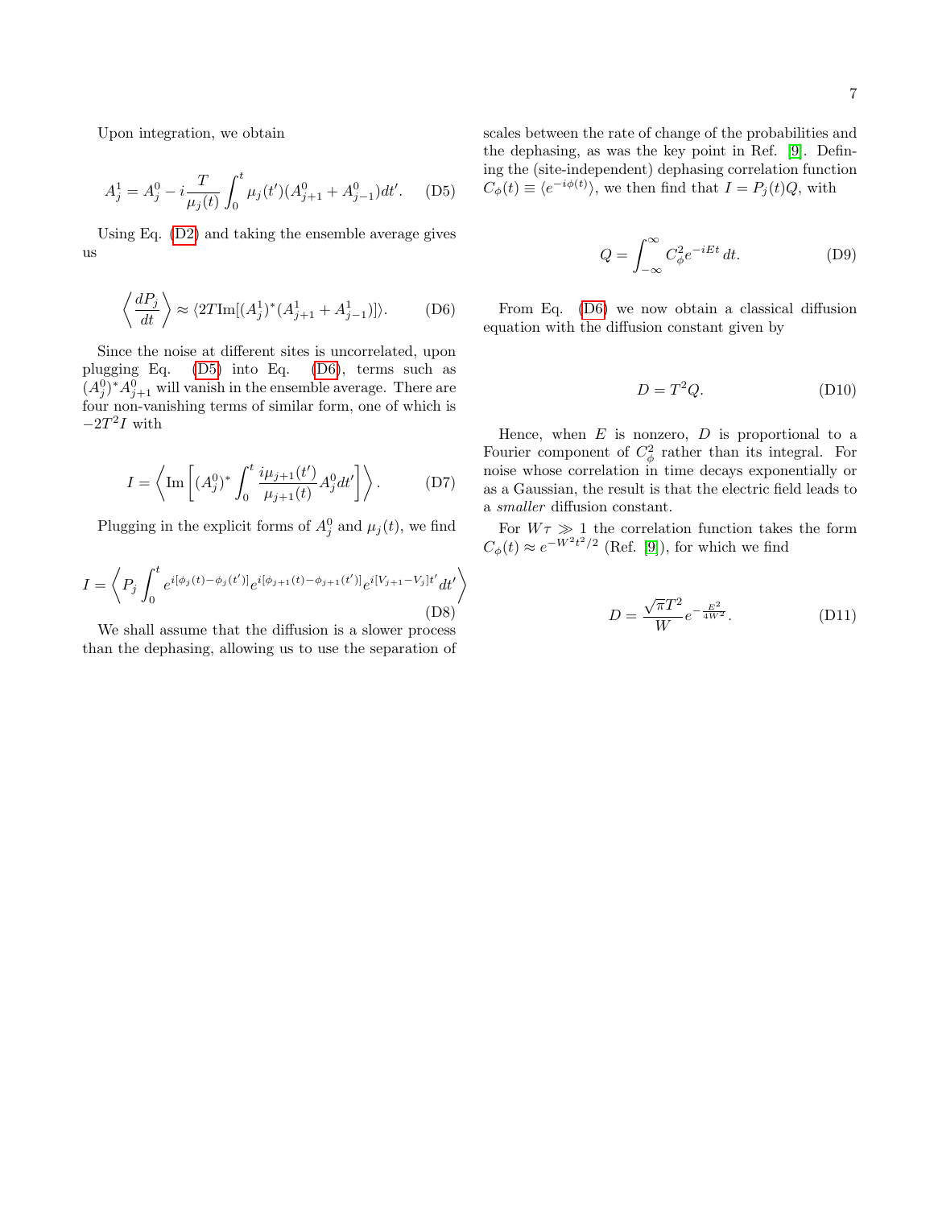Upon integration, we obtain

$$A_j^1 = A_j^0 - i\frac{T}{\mu_j(t)}\int_0^t \mu_j(t')(A_{j+1}^0 + A_{j-1}^0)dt'. \tag{D5}$$

Using Eq. (D2) and taking the ensemble average gives us

$$\left\langle \frac{dP_j}{dt} \right\rangle \approx \langle 2T\mathrm{Im}[(A_j^1)^*(A_{j+1}^1 + A_{j-1}^1)]\rangle. \tag{D6}$$

Since the noise at different sites is uncorrelated, upon plugging Eq. (D5) into Eq. (D6), terms such as $(A_j^0)^* A_{j+1}^0$ will vanish in the ensemble average. There are four non-vanishing terms of similar form, one of which is $-2T^2 I$ with

$$I = \left\langle \mathrm{Im}\left[(A_j^0)^* \int_0^t \frac{i\mu_{j+1}(t')}{\mu_{j+1}(t)} A_j^0 dt'\right]\right\rangle. \tag{D7}$$

Plugging in the explicit forms of $A_j^0$ and $\mu_j(t)$, we find

$$I = \left\langle P_j \int_0^t e^{i[\phi_j(t)-\phi_j(t')]} e^{i[\phi_{j+1}(t)-\phi_{j+1}(t')]} e^{i[V_{j+1}-V_j]t'} dt' \right\rangle \tag{D8}$$

We shall assume that the diffusion is a slower process than the dephasing, allowing us to use the separation of scales between the rate of change of the probabilities and the dephasing, as was the key point in Ref. [9]. Defining the (site-independent) dephasing correlation function $C_\phi(t) \equiv \langle e^{-i\phi(t)}\rangle$, we then find that $I = P_j(t)Q$, with

$$Q = \int_{-\infty}^{\infty} C_\phi^2 e^{-iEt}\, dt. \tag{D9}$$

From Eq. (D6) we now obtain a classical diffusion equation with the diffusion constant given by

$$D = T^2 Q. \tag{D10}$$

Hence, when $E$ is nonzero, $D$ is proportional to a Fourier component of $C_\phi^2$ rather than its integral. For noise whose correlation in time decays exponentially or as a Gaussian, the result is that the electric field leads to a *smaller* diffusion constant.

For $W\tau \gg 1$ the correlation function takes the form $C_\phi(t) \approx e^{-W^2t^2/2}$ (Ref. [9]), for which we find

$$D = \frac{\sqrt{\pi}T^2}{W} e^{-\frac{E^2}{4W^2}}. \tag{D11}$$